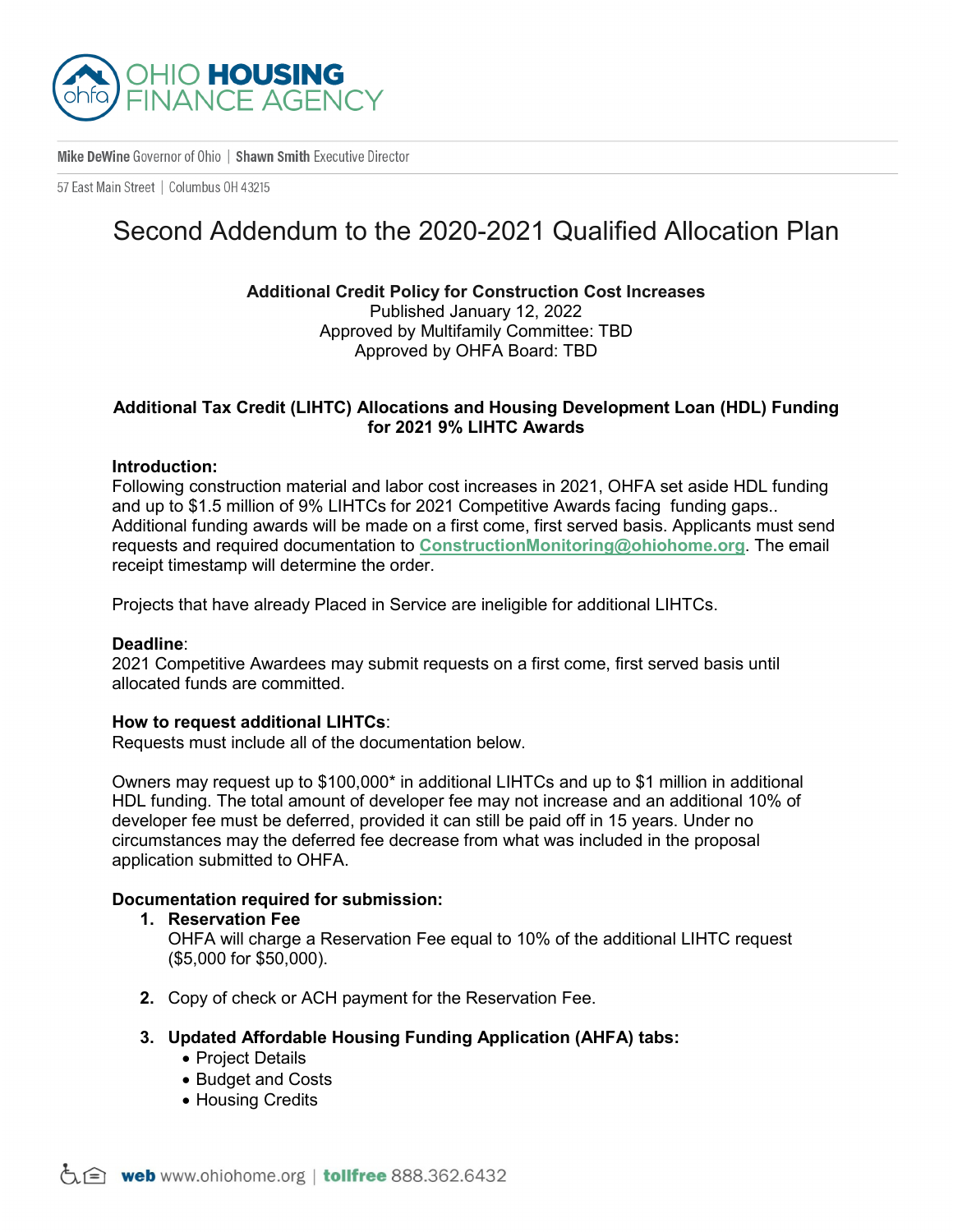OHIO HOUSING FINANCE AGENCY

**Mike DeWine** Governor of Ohio | **Shawn Smith** Executive Director

57 East Main Street | Columbus OH 43215

# Second Addendum to the 2020-2021 Qualified Allocation Plan

**Additional Credit Policy for Construction Cost Increases**
Published January 12, 2022
Approved by Multifamily Committee: TBD
Approved by OHFA Board: TBD

**Additional Tax Credit (LIHTC) Allocations and Housing Development Loan (HDL) Funding for 2021 9% LIHTC Awards**

**Introduction:**
Following construction material and labor cost increases in 2021, OHFA set aside HDL funding and up to $1.5 million of 9% LIHTCs for 2021 Competitive Awards facing funding gaps.. Additional funding awards will be made on a first come, first served basis. Applicants must send requests and required documentation to **ConstructionMonitoring@ohiohome.org**. The email receipt timestamp will determine the order.

Projects that have already Placed in Service are ineligible for additional LIHTCs.

**Deadline**:
2021 Competitive Awardees may submit requests on a first come, first served basis until allocated funds are committed.

**How to request additional LIHTCs**:
Requests must include all of the documentation below.

Owners may request up to $100,000* in additional LIHTCs and up to $1 million in additional HDL funding. The total amount of developer fee may not increase and an additional 10% of developer fee must be deferred, provided it can still be paid off in 15 years. Under no circumstances may the deferred fee decrease from what was included in the proposal application submitted to OHFA.

**Documentation required for submission:**

1. **Reservation Fee**
   OHFA will charge a Reservation Fee equal to 10% of the additional LIHTC request ($5,000 for $50,000).

2. Copy of check or ACH payment for the Reservation Fee.

3. **Updated Affordable Housing Funding Application (AHFA) tabs:**
   - Project Details
   - Budget and Costs
   - Housing Credits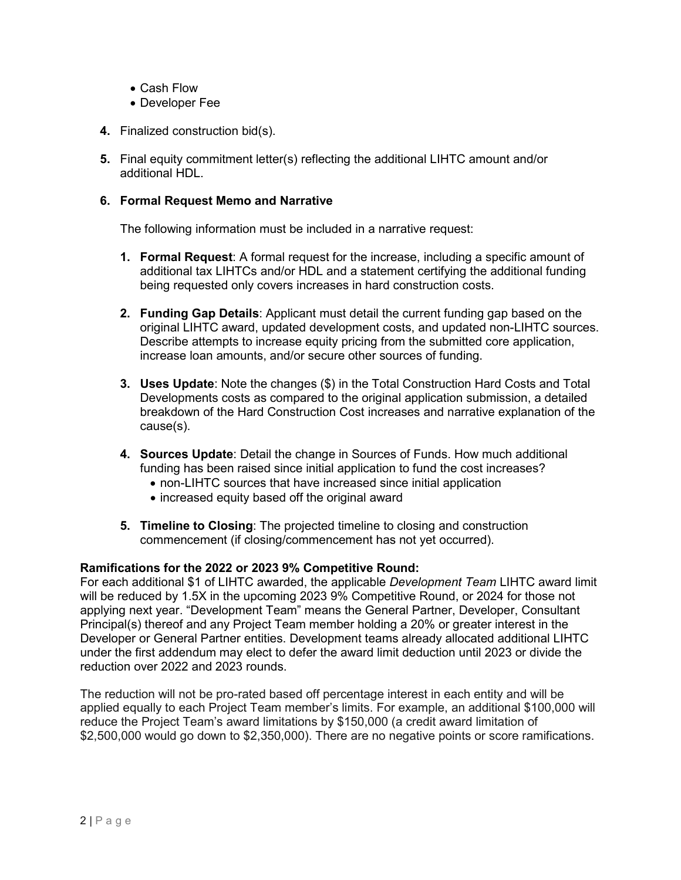- Cash Flow
- Developer Fee

**4.** Finalized construction bid(s).

**5.** Final equity commitment letter(s) reflecting the additional LIHTC amount and/or additional HDL.

**6. Formal Request Memo and Narrative**

The following information must be included in a narrative request:

1. **Formal Request**: A formal request for the increase, including a specific amount of additional tax LIHTCs and/or HDL and a statement certifying the additional funding being requested only covers increases in hard construction costs.

2. **Funding Gap Details**: Applicant must detail the current funding gap based on the original LIHTC award, updated development costs, and updated non-LIHTC sources. Describe attempts to increase equity pricing from the submitted core application, increase loan amounts, and/or secure other sources of funding.

3. **Uses Update**: Note the changes ($) in the Total Construction Hard Costs and Total Developments costs as compared to the original application submission, a detailed breakdown of the Hard Construction Cost increases and narrative explanation of the cause(s).

4. **Sources Update**: Detail the change in Sources of Funds. How much additional funding has been raised since initial application to fund the cost increases?
   - non-LIHTC sources that have increased since initial application
   - increased equity based off the original award

5. **Timeline to Closing**: The projected timeline to closing and construction commencement (if closing/commencement has not yet occurred).

**Ramifications for the 2022 or 2023 9% Competitive Round:**
For each additional $1 of LIHTC awarded, the applicable *Development Team* LIHTC award limit will be reduced by 1.5X in the upcoming 2023 9% Competitive Round, or 2024 for those not applying next year. "Development Team" means the General Partner, Developer, Consultant Principal(s) thereof and any Project Team member holding a 20% or greater interest in the Developer or General Partner entities. Development teams already allocated additional LIHTC under the first addendum may elect to defer the award limit deduction until 2023 or divide the reduction over 2022 and 2023 rounds.

The reduction will not be pro-rated based off percentage interest in each entity and will be applied equally to each Project Team member's limits. For example, an additional $100,000 will reduce the Project Team's award limitations by $150,000 (a credit award limitation of $2,500,000 would go down to $2,350,000). There are no negative points or score ramifications.